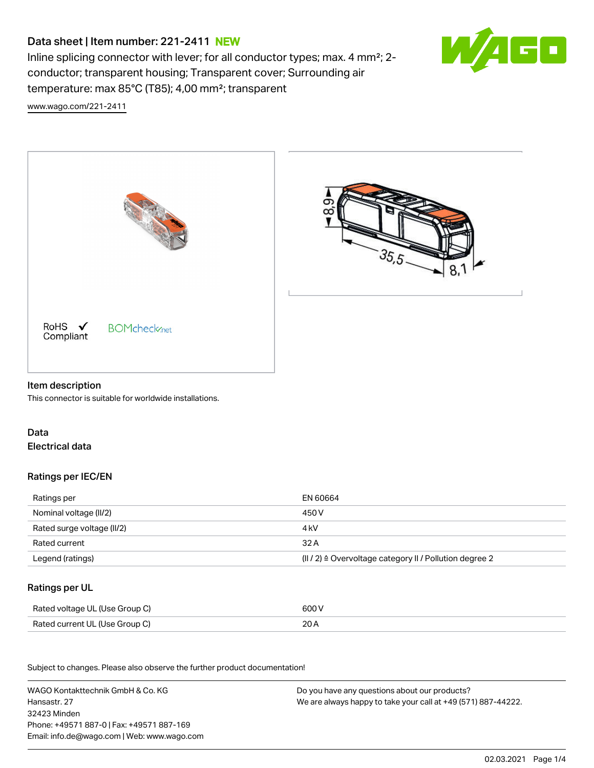# Data sheet | Item number: 221-2411 NEW

Inline splicing connector with lever; for all conductor types; max. 4 mm²; 2-conductor; transparent housing; Transparent cover; Surrounding air temperature: max 85°C (T85); 4,00 mm²; transparent

www.wago.com/221-2411

RoHS ✓ Compliant

BOMcheck.net

## Item description

This connector is suitable for worldwide installations.

## Data

### Electrical data

#### Ratings per IEC/EN

| Ratings per | EN 60664 |
| --- | --- |
| Nominal voltage (II/2) | 450 V |
| Rated surge voltage (II/2) | 4 kV |
| Rated current | 32 A |
| Legend (ratings) | (II / 2) ≙ Overvoltage category II / Pollution degree 2 |

#### Ratings per UL

| Rated voltage UL (Use Group C) | 600 V |
| --- | --- |
| Rated current UL (Use Group C) | 20 A |

Subject to changes. Please also observe the further product documentation!

WAGO Kontakttechnik GmbH & Co. KG
Hansastr. 27
32423 Minden
Phone: +49571 887-0 | Fax: +49571 887-169
Email: info.de@wago.com | Web: www.wago.com

Do you have any questions about our products?
We are always happy to take your call at +49 (571) 887-44222.

02.03.2021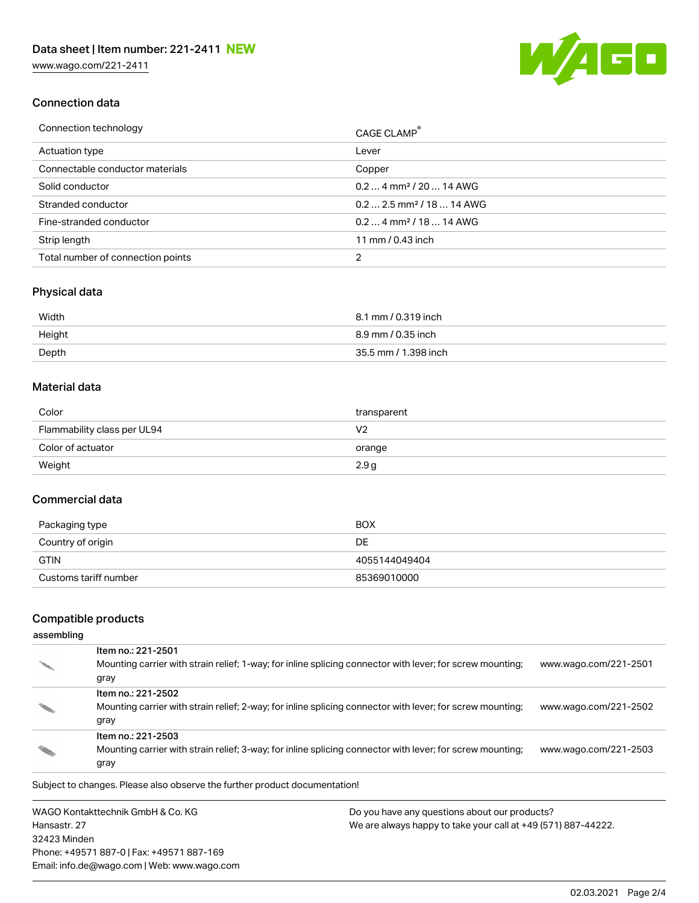Data sheet | Item number: 221-2411 **NEW**

www.wago.com/221-2411

## Connection data

| | |
|---|---|
| Connection technology | CAGE CLAMP® |
| Actuation type | Lever |
| Connectable conductor materials | Copper |
| Solid conductor | 0.2 … 4 mm² / 20 … 14 AWG |
| Stranded conductor | 0.2 … 2.5 mm² / 18 … 14 AWG |
| Fine-stranded conductor | 0.2 … 4 mm² / 18 … 14 AWG |
| Strip length | 11 mm / 0.43 inch |
| Total number of connection points | 2 |

## Physical data

| | |
|---|---|
| Width | 8.1 mm / 0.319 inch |
| Height | 8.9 mm / 0.35 inch |
| Depth | 35.5 mm / 1.398 inch |

## Material data

| | |
|---|---|
| Color | transparent |
| Flammability class per UL94 | V2 |
| Color of actuator | orange |
| Weight | 2.9 g |

## Commercial data

| | |
|---|---|
| Packaging type | BOX |
| Country of origin | DE |
| GTIN | 4055144049404 |
| Customs tariff number | 85369010000 |

## Compatible products

**assembling**

| | | |
|---|---|---|
| | Item no.: 221-2501<br>Mounting carrier with strain relief; 1-way; for inline splicing connector with lever; for screw mounting; gray | www.wago.com/221-2501 |
| | Item no.: 221-2502<br>Mounting carrier with strain relief; 2-way; for inline splicing connector with lever; for screw mounting; gray | www.wago.com/221-2502 |
| | Item no.: 221-2503<br>Mounting carrier with strain relief; 3-way; for inline splicing connector with lever; for screw mounting; gray | www.wago.com/221-2503 |

Subject to changes. Please also observe the further product documentation!

WAGO Kontakttechnik GmbH & Co. KG
Hansastr. 27
32423 Minden
Phone: +49571 887-0 | Fax: +49571 887-169
Email: info.de@wago.com | Web: www.wago.com

Do you have any questions about our products?
We are always happy to take your call at +49 (571) 887-44222.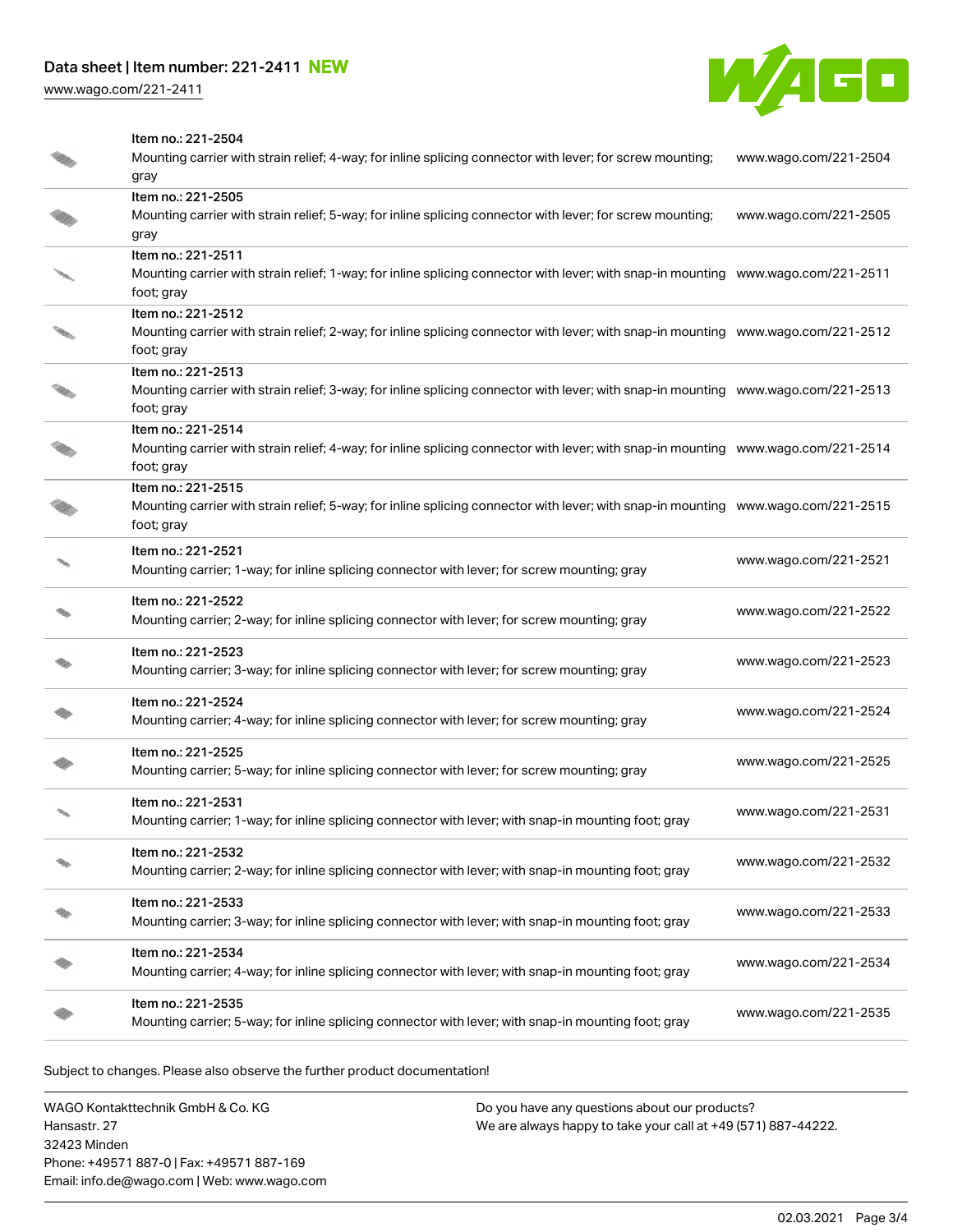| Item | Description | Link |
|---|---|---|
| Item no.: 221-2504 | Mounting carrier with strain relief; 4-way; for inline splicing connector with lever; for screw mounting; gray | www.wago.com/221-2504 |
| Item no.: 221-2505 | Mounting carrier with strain relief; 5-way; for inline splicing connector with lever; for screw mounting; gray | www.wago.com/221-2505 |
| Item no.: 221-2511 | Mounting carrier with strain relief; 1-way; for inline splicing connector with lever; with snap-in mounting foot; gray | www.wago.com/221-2511 |
| Item no.: 221-2512 | Mounting carrier with strain relief; 2-way; for inline splicing connector with lever; with snap-in mounting foot; gray | www.wago.com/221-2512 |
| Item no.: 221-2513 | Mounting carrier with strain relief; 3-way; for inline splicing connector with lever; with snap-in mounting foot; gray | www.wago.com/221-2513 |
| Item no.: 221-2514 | Mounting carrier with strain relief; 4-way; for inline splicing connector with lever; with snap-in mounting foot; gray | www.wago.com/221-2514 |
| Item no.: 221-2515 | Mounting carrier with strain relief; 5-way; for inline splicing connector with lever; with snap-in mounting foot; gray | www.wago.com/221-2515 |
| Item no.: 221-2521 | Mounting carrier; 1-way; for inline splicing connector with lever; for screw mounting; gray | www.wago.com/221-2521 |
| Item no.: 221-2522 | Mounting carrier; 2-way; for inline splicing connector with lever; for screw mounting; gray | www.wago.com/221-2522 |
| Item no.: 221-2523 | Mounting carrier; 3-way; for inline splicing connector with lever; for screw mounting; gray | www.wago.com/221-2523 |
| Item no.: 221-2524 | Mounting carrier; 4-way; for inline splicing connector with lever; for screw mounting; gray | www.wago.com/221-2524 |
| Item no.: 221-2525 | Mounting carrier; 5-way; for inline splicing connector with lever; for screw mounting; gray | www.wago.com/221-2525 |
| Item no.: 221-2531 | Mounting carrier; 1-way; for inline splicing connector with lever; with snap-in mounting foot; gray | www.wago.com/221-2531 |
| Item no.: 221-2532 | Mounting carrier; 2-way; for inline splicing connector with lever; with snap-in mounting foot; gray | www.wago.com/221-2532 |
| Item no.: 221-2533 | Mounting carrier; 3-way; for inline splicing connector with lever; with snap-in mounting foot; gray | www.wago.com/221-2533 |
| Item no.: 221-2534 | Mounting carrier; 4-way; for inline splicing connector with lever; with snap-in mounting foot; gray | www.wago.com/221-2534 |
| Item no.: 221-2535 | Mounting carrier; 5-way; for inline splicing connector with lever; with snap-in mounting foot; gray | www.wago.com/221-2535 |

Subject to changes. Please also observe the further product documentation!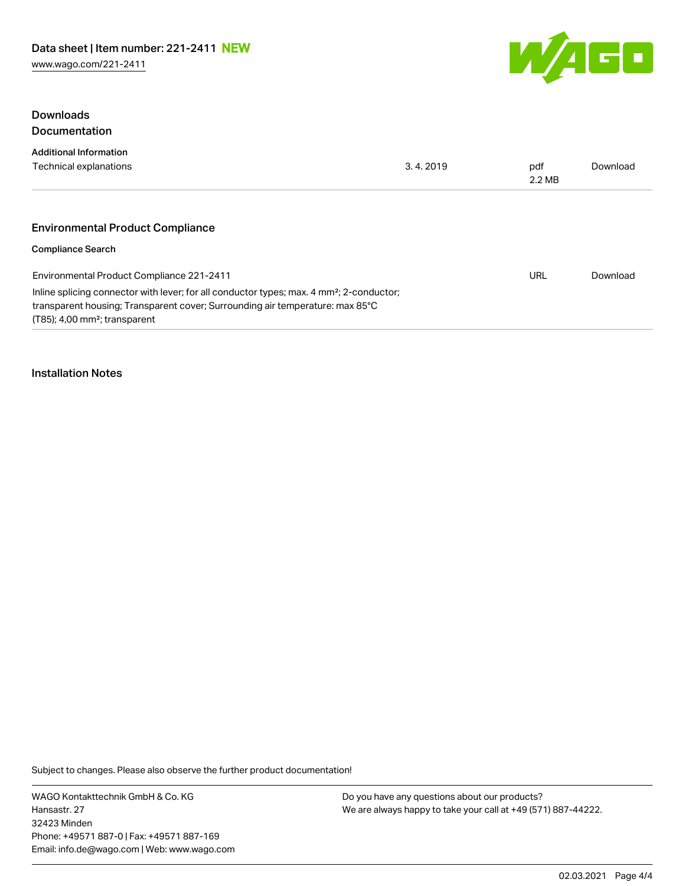## Downloads

### Documentation

#### Additional Information

| | | | |
|---|---|---|---|
| Technical explanations | 3. 4. 2019 | pdf 2.2 MB | Download |

## Environmental Product Compliance

#### Compliance Search

| | | |
|---|---|---|
| Environmental Product Compliance 221-2411 | URL | Download |
| Inline splicing connector with lever; for all conductor types; max. 4 mm²; 2-conductor; transparent housing; Transparent cover; Surrounding air temperature: max 85°C (T85); 4,00 mm²; transparent | | |

## Installation Notes

Subject to changes. Please also observe the further product documentation!

WAGO Kontakttechnik GmbH & Co. KG
Hansastr. 27
32423 Minden
Phone: +49571 887-0 | Fax: +49571 887-169
Email: info.de@wago.com | Web: www.wago.com

Do you have any questions about our products?
We are always happy to take your call at +49 (571) 887-44222.